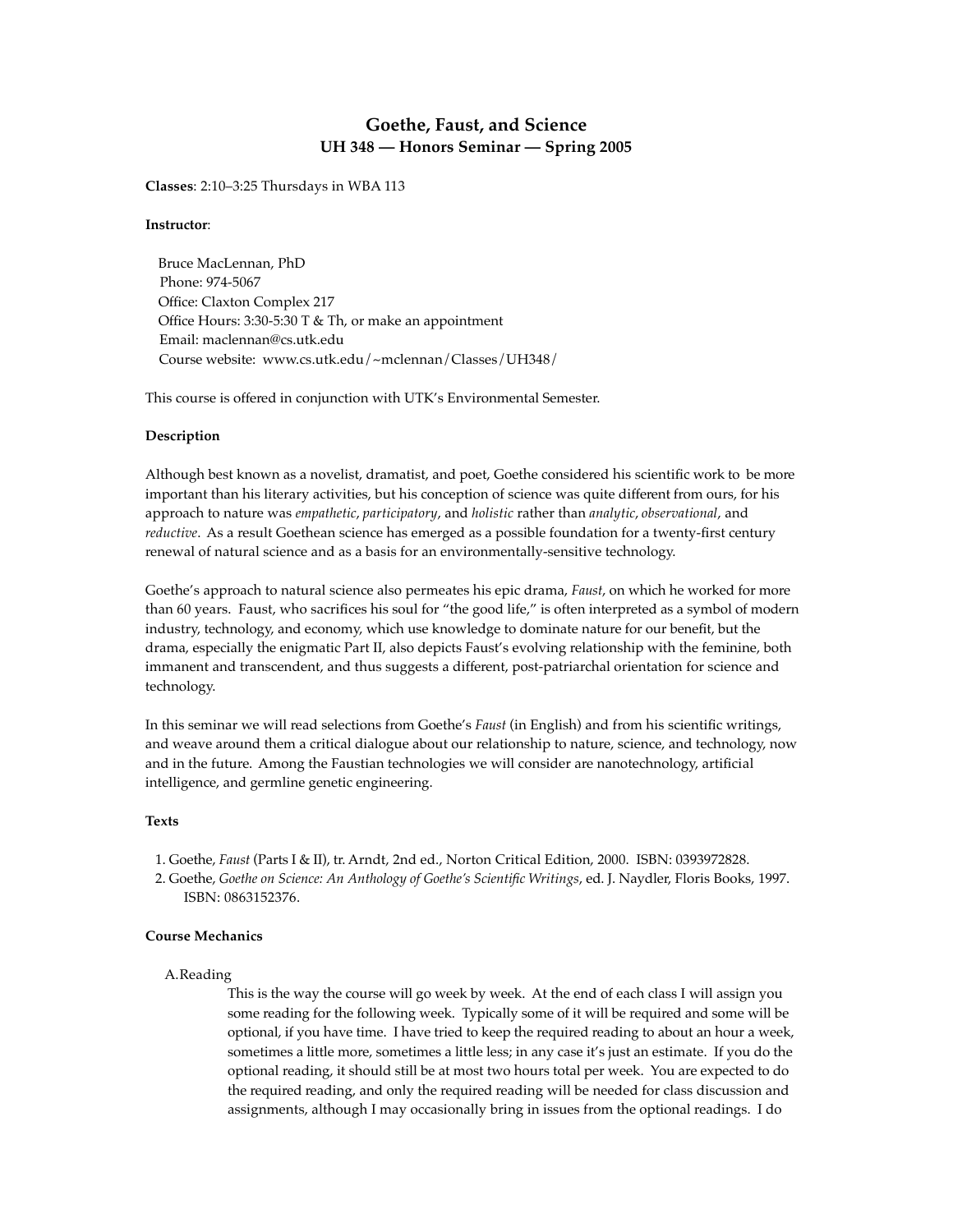# Goethe, Faust, and Science

## UH 348 — Honors Seminar — Spring 2005

**Classes**: 2:10–3:25 Thursdays in WBA 113

**Instructor**:

Bruce MacLennan, PhD
Phone: 974-5067
Office: Claxton Complex 217
Office Hours: 3:30-5:30 T & Th, or make an appointment
Email: maclennan@cs.utk.edu
Course website: www.cs.utk.edu/~mclennan/Classes/UH348/

This course is offered in conjunction with UTK's Environmental Semester.

### Description

Although best known as a novelist, dramatist, and poet, Goethe considered his scientific work to be more important than his literary activities, but his conception of science was quite different from ours, for his approach to nature was *empathetic*, *participatory*, and *holistic* rather than *analytic*, *observational*, and *reductive*. As a result Goethean science has emerged as a possible foundation for a twenty-first century renewal of natural science and as a basis for an environmentally-sensitive technology.

Goethe's approach to natural science also permeates his epic drama, *Faust*, on which he worked for more than 60 years. Faust, who sacrifices his soul for "the good life," is often interpreted as a symbol of modern industry, technology, and economy, which use knowledge to dominate nature for our benefit, but the drama, especially the enigmatic Part II, also depicts Faust's evolving relationship with the feminine, both immanent and transcendent, and thus suggests a different, post-patriarchal orientation for science and technology.

In this seminar we will read selections from Goethe's *Faust* (in English) and from his scientific writings, and weave around them a critical dialogue about our relationship to nature, science, and technology, now and in the future. Among the Faustian technologies we will consider are nanotechnology, artificial intelligence, and germline genetic engineering.

### Texts

1. Goethe, *Faust* (Parts I & II), tr. Arndt, 2nd ed., Norton Critical Edition, 2000. ISBN: 0393972828.
2. Goethe, *Goethe on Science: An Anthology of Goethe's Scientific Writings*, ed. J. Naydler, Floris Books, 1997. ISBN: 0863152376.

### Course Mechanics

A. Reading

This is the way the course will go week by week. At the end of each class I will assign you some reading for the following week. Typically some of it will be required and some will be optional, if you have time. I have tried to keep the required reading to about an hour a week, sometimes a little more, sometimes a little less; in any case it's just an estimate. If you do the optional reading, it should still be at most two hours total per week. You are expected to do the required reading, and only the required reading will be needed for class discussion and assignments, although I may occasionally bring in issues from the optional readings. I do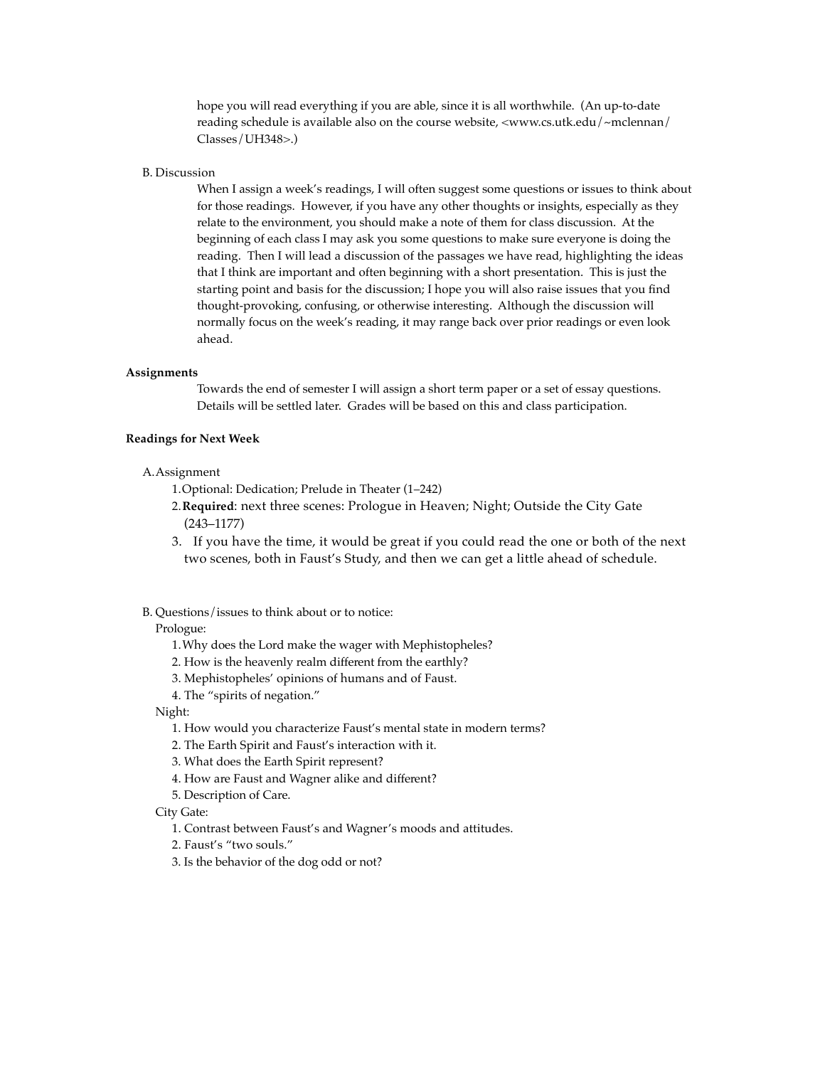hope you will read everything if you are able, since it is all worthwhile. (An up-to-date reading schedule is available also on the course website, <www.cs.utk.edu/~mclennan/Classes/UH348>.)

B. Discussion

When I assign a week's readings, I will often suggest some questions or issues to think about for those readings. However, if you have any other thoughts or insights, especially as they relate to the environment, you should make a note of them for class discussion. At the beginning of each class I may ask you some questions to make sure everyone is doing the reading. Then I will lead a discussion of the passages we have read, highlighting the ideas that I think are important and often beginning with a short presentation. This is just the starting point and basis for the discussion; I hope you will also raise issues that you find thought-provoking, confusing, or otherwise interesting. Although the discussion will normally focus on the week's reading, it may range back over prior readings or even look ahead.

**Assignments**

Towards the end of semester I will assign a short term paper or a set of essay questions. Details will be settled later. Grades will be based on this and class participation.

**Readings for Next Week**

A. Assignment

1. Optional: Dedication; Prelude in Theater (1–242)
2. **Required**: next three scenes: Prologue in Heaven; Night; Outside the City Gate (243–1177)
3. If you have the time, it would be great if you could read the one or both of the next two scenes, both in Faust's Study, and then we can get a little ahead of schedule.

B. Questions/issues to think about or to notice:

Prologue:

1. Why does the Lord make the wager with Mephistopheles?
2. How is the heavenly realm different from the earthly?
3. Mephistopheles' opinions of humans and of Faust.
4. The "spirits of negation."

Night:

1. How would you characterize Faust's mental state in modern terms?
2. The Earth Spirit and Faust's interaction with it.
3. What does the Earth Spirit represent?
4. How are Faust and Wagner alike and different?
5. Description of Care.

City Gate:

1. Contrast between Faust's and Wagner's moods and attitudes.
2. Faust's "two souls."
3. Is the behavior of the dog odd or not?